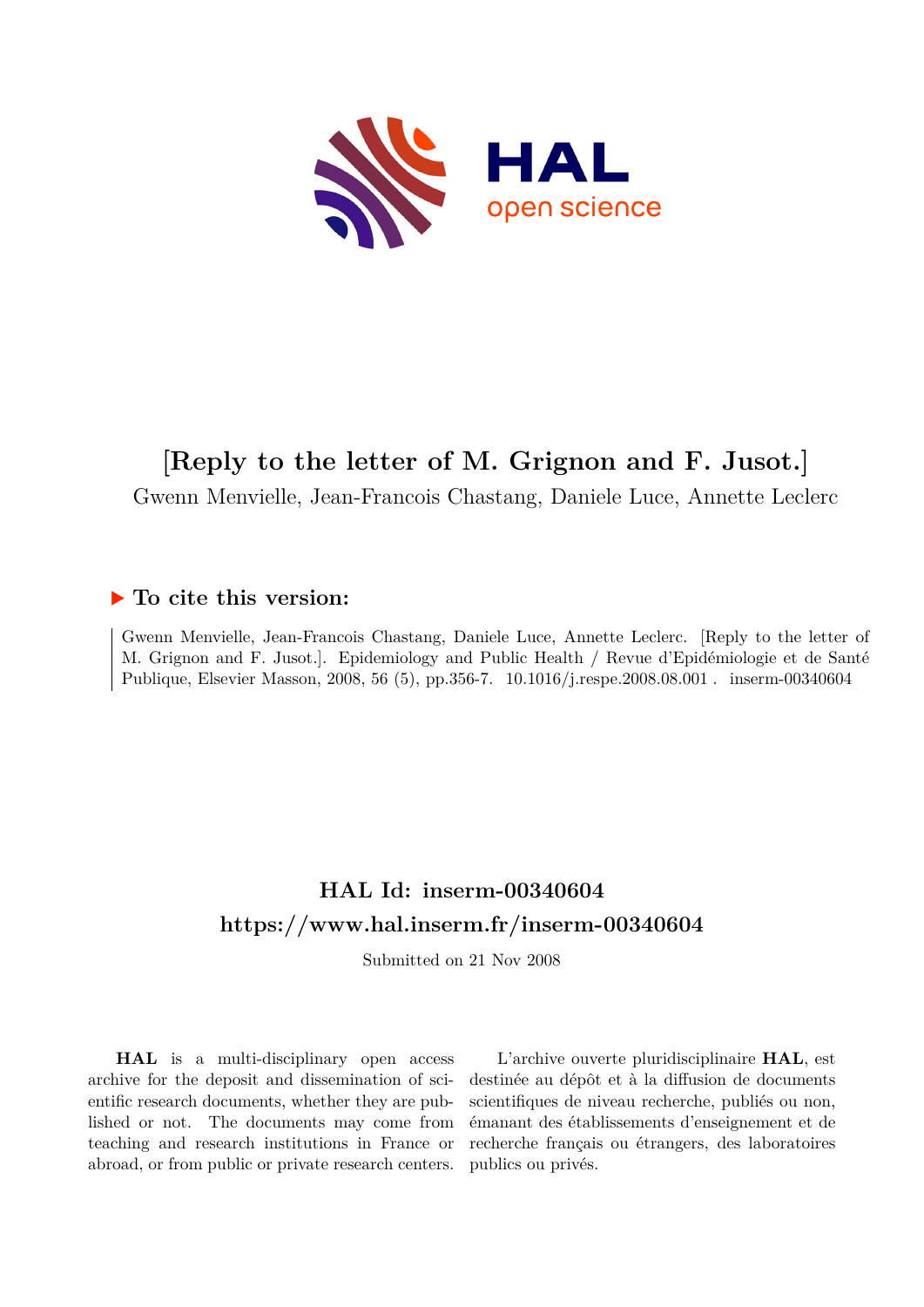# [Reply to the letter of M. Grignon and F. Jusot.]

Gwenn Menvielle, Jean-Francois Chastang, Daniele Luce, Annette Leclerc

## ▶ To cite this version:

Gwenn Menvielle, Jean-Francois Chastang, Daniele Luce, Annette Leclerc. [Reply to the letter of M. Grignon and F. Jusot.]. Epidemiology and Public Health / Revue d'Épidémiologie et de Santé Publique, Elsevier Masson, 2008, 56 (5), pp.356-7. 10.1016/j.respe.2008.08.001 . inserm-00340604

## HAL Id: inserm-00340604
## https://www.hal.inserm.fr/inserm-00340604

Submitted on 21 Nov 2008

**HAL** is a multi-disciplinary open access archive for the deposit and dissemination of scientific research documents, whether they are published or not. The documents may come from teaching and research institutions in France or abroad, or from public or private research centers.

L'archive ouverte pluridisciplinaire **HAL**, est destinée au dépôt et à la diffusion de documents scientifiques de niveau recherche, publiés ou non, émanant des établissements d'enseignement et de recherche français ou étrangers, des laboratoires publics ou privés.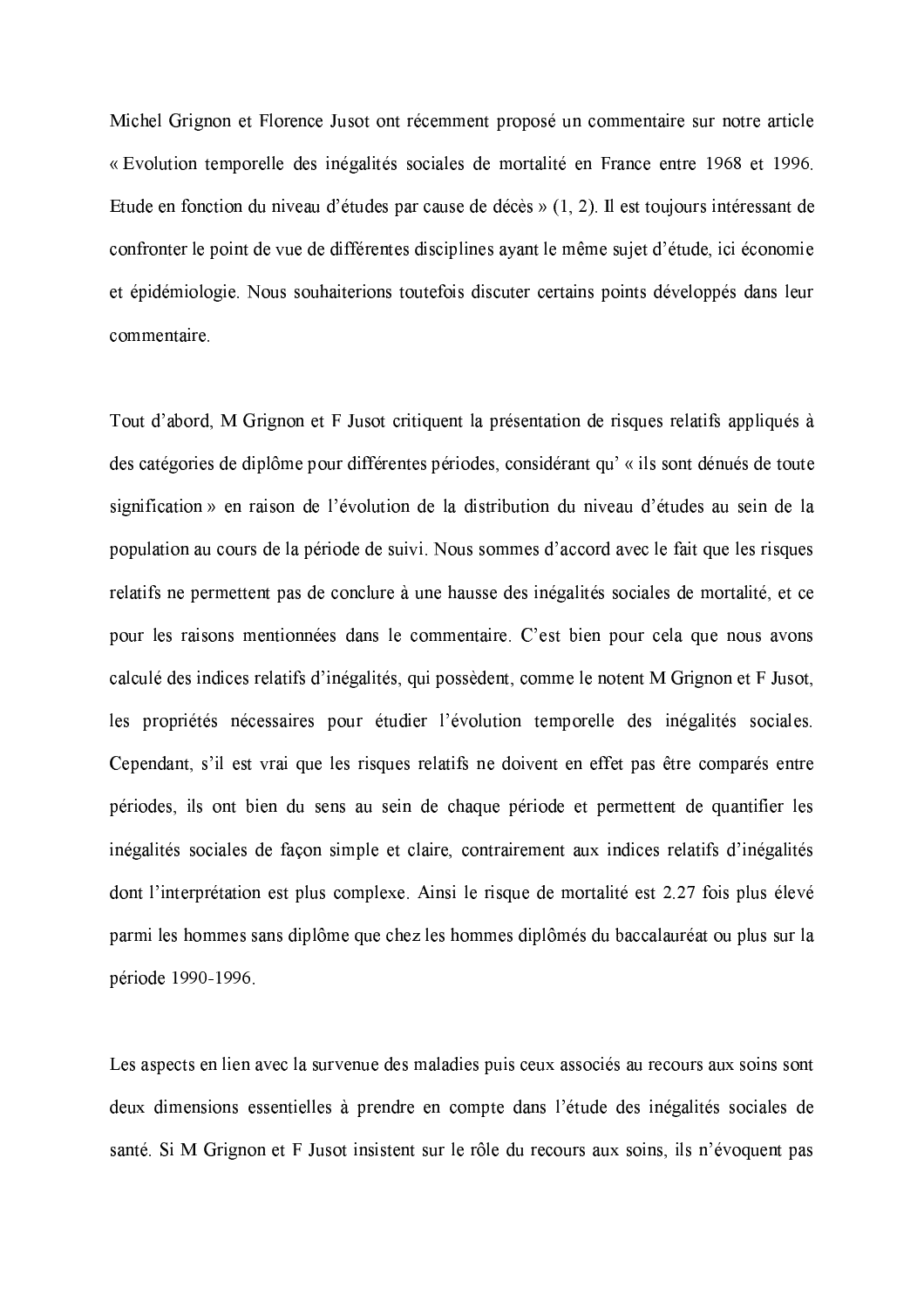Michel Grignon et Florence Jusot ont récemment proposé un commentaire sur notre article « Evolution temporelle des inégalités sociales de mortalité en France entre 1968 et 1996. Etude en fonction du niveau d'études par cause de décès » (1, 2). Il est toujours intéressant de confronter le point de vue de différentes disciplines ayant le même sujet d'étude, ici économie et épidémiologie. Nous souhaiterions toutefois discuter certains points développés dans leur commentaire.

Tout d'abord, M Grignon et F Jusot critiquent la présentation de risques relatifs appliqués à des catégories de diplôme pour différentes périodes, considérant qu' « ils sont dénués de toute signification » en raison de l'évolution de la distribution du niveau d'études au sein de la population au cours de la période de suivi. Nous sommes d'accord avec le fait que les risques relatifs ne permettent pas de conclure à une hausse des inégalités sociales de mortalité, et ce pour les raisons mentionnées dans le commentaire. C'est bien pour cela que nous avons calculé des indices relatifs d'inégalités, qui possèdent, comme le notent M Grignon et F Jusot, les propriétés nécessaires pour étudier l'évolution temporelle des inégalités sociales. Cependant, s'il est vrai que les risques relatifs ne doivent en effet pas être comparés entre périodes, ils ont bien du sens au sein de chaque période et permettent de quantifier les inégalités sociales de façon simple et claire, contrairement aux indices relatifs d'inégalités dont l'interprétation est plus complexe. Ainsi le risque de mortalité est 2.27 fois plus élevé parmi les hommes sans diplôme que chez les hommes diplômés du baccalauréat ou plus sur la période 1990-1996.

Les aspects en lien avec la survenue des maladies puis ceux associés au recours aux soins sont deux dimensions essentielles à prendre en compte dans l'étude des inégalités sociales de santé. Si M Grignon et F Jusot insistent sur le rôle du recours aux soins, ils n'évoquent pas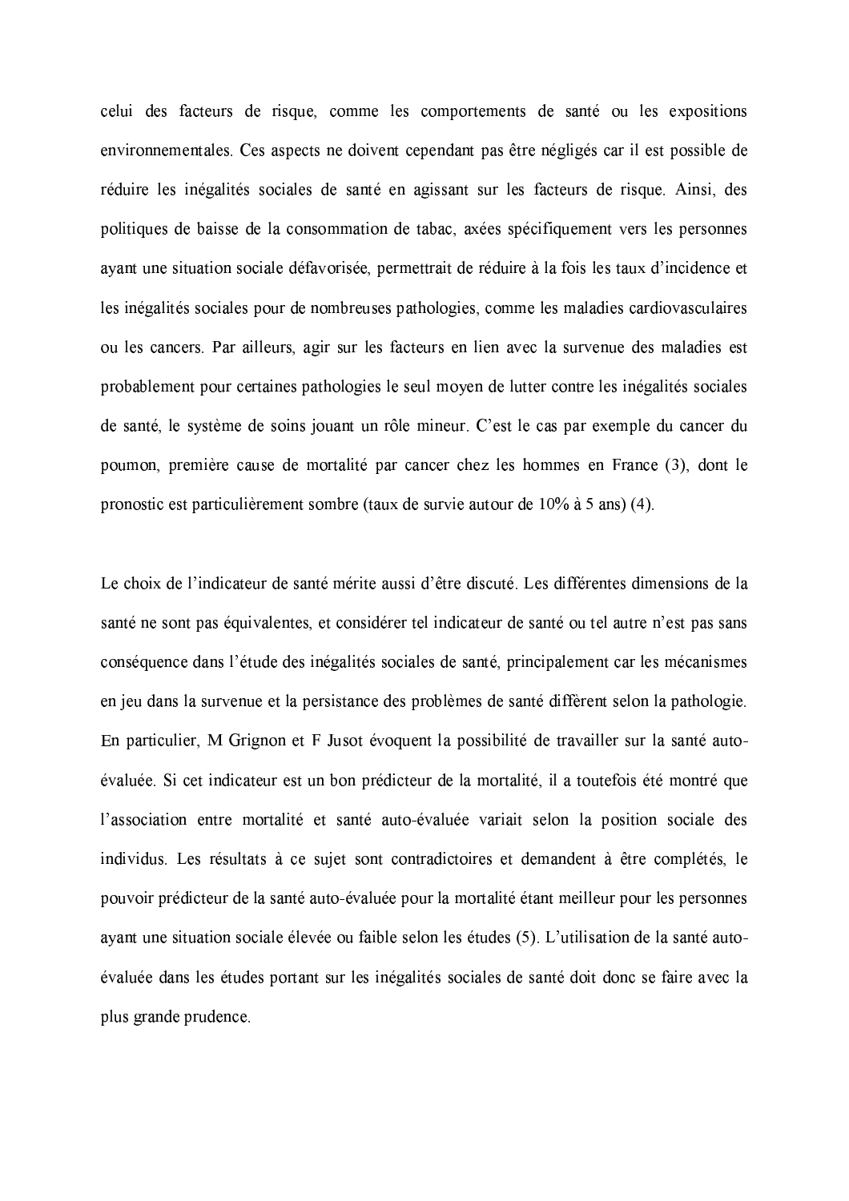celui des facteurs de risque, comme les comportements de santé ou les expositions environnementales. Ces aspects ne doivent cependant pas être négligés car il est possible de réduire les inégalités sociales de santé en agissant sur les facteurs de risque. Ainsi, des politiques de baisse de la consommation de tabac, axées spécifiquement vers les personnes ayant une situation sociale défavorisée, permettrait de réduire à la fois les taux d'incidence et les inégalités sociales pour de nombreuses pathologies, comme les maladies cardiovasculaires ou les cancers. Par ailleurs, agir sur les facteurs en lien avec la survenue des maladies est probablement pour certaines pathologies le seul moyen de lutter contre les inégalités sociales de santé, le système de soins jouant un rôle mineur. C'est le cas par exemple du cancer du poumon, première cause de mortalité par cancer chez les hommes en France (3), dont le pronostic est particulièrement sombre (taux de survie autour de 10% à 5 ans) (4).

Le choix de l'indicateur de santé mérite aussi d'être discuté. Les différentes dimensions de la santé ne sont pas équivalentes, et considérer tel indicateur de santé ou tel autre n'est pas sans conséquence dans l'étude des inégalités sociales de santé, principalement car les mécanismes en jeu dans la survenue et la persistance des problèmes de santé diffèrent selon la pathologie. En particulier, M Grignon et F Jusot évoquent la possibilité de travailler sur la santé auto-évaluée. Si cet indicateur est un bon prédicteur de la mortalité, il a toutefois été montré que l'association entre mortalité et santé auto-évaluée variait selon la position sociale des individus. Les résultats à ce sujet sont contradictoires et demandent à être complétés, le pouvoir prédicteur de la santé auto-évaluée pour la mortalité étant meilleur pour les personnes ayant une situation sociale élevée ou faible selon les études (5). L'utilisation de la santé auto-évaluée dans les études portant sur les inégalités sociales de santé doit donc se faire avec la plus grande prudence.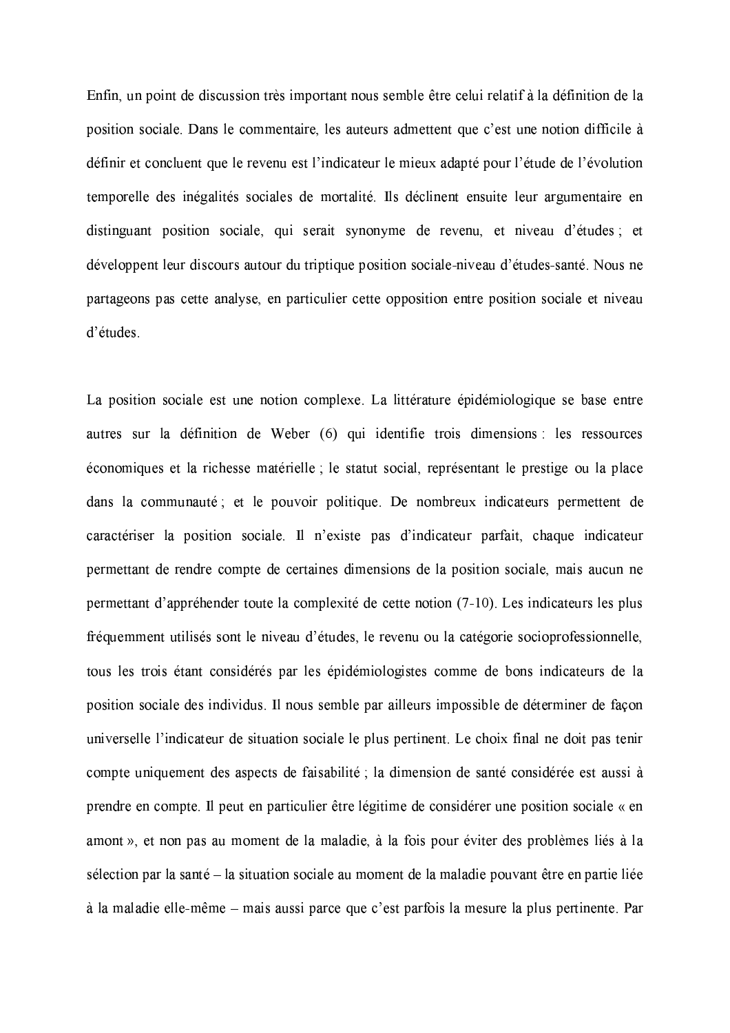Enfin, un point de discussion très important nous semble être celui relatif à la définition de la position sociale. Dans le commentaire, les auteurs admettent que c'est une notion difficile à définir et concluent que le revenu est l'indicateur le mieux adapté pour l'étude de l'évolution temporelle des inégalités sociales de mortalité. Ils déclinent ensuite leur argumentaire en distinguant position sociale, qui serait synonyme de revenu, et niveau d'études ; et développent leur discours autour du triptique position sociale-niveau d'études-santé. Nous ne partageons pas cette analyse, en particulier cette opposition entre position sociale et niveau d'études.

La position sociale est une notion complexe. La littérature épidémiologique se base entre autres sur la définition de Weber (6) qui identifie trois dimensions : les ressources économiques et la richesse matérielle ; le statut social, représentant le prestige ou la place dans la communauté ; et le pouvoir politique. De nombreux indicateurs permettent de caractériser la position sociale. Il n'existe pas d'indicateur parfait, chaque indicateur permettant de rendre compte de certaines dimensions de la position sociale, mais aucun ne permettant d'appréhender toute la complexité de cette notion (7-10). Les indicateurs les plus fréquemment utilisés sont le niveau d'études, le revenu ou la catégorie socioprofessionnelle, tous les trois étant considérés par les épidémiologistes comme de bons indicateurs de la position sociale des individus. Il nous semble par ailleurs impossible de déterminer de façon universelle l'indicateur de situation sociale le plus pertinent. Le choix final ne doit pas tenir compte uniquement des aspects de faisabilité ; la dimension de santé considérée est aussi à prendre en compte. Il peut en particulier être légitime de considérer une position sociale « en amont », et non pas au moment de la maladie, à la fois pour éviter des problèmes liés à la sélection par la santé – la situation sociale au moment de la maladie pouvant être en partie liée à la maladie elle-même – mais aussi parce que c'est parfois la mesure la plus pertinente. Par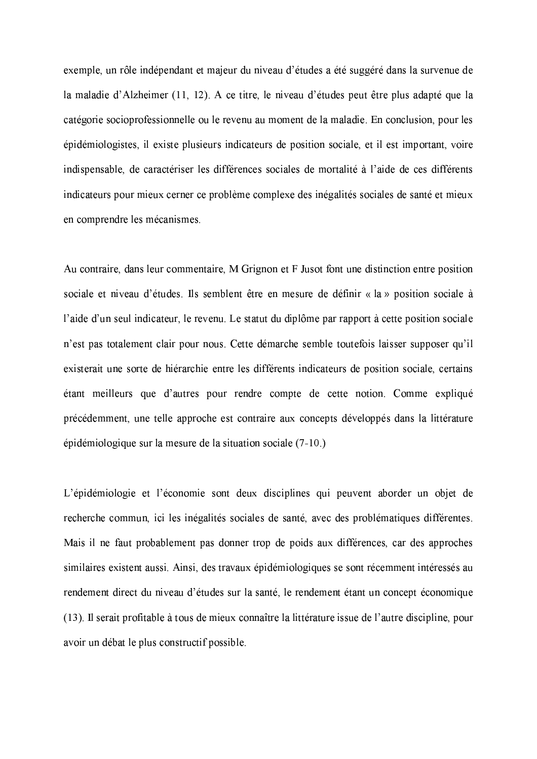exemple, un rôle indépendant et majeur du niveau d'études a été suggéré dans la survenue de la maladie d'Alzheimer (11, 12). A ce titre, le niveau d'études peut être plus adapté que la catégorie socioprofessionnelle ou le revenu au moment de la maladie. En conclusion, pour les épidémiologistes, il existe plusieurs indicateurs de position sociale, et il est important, voire indispensable, de caractériser les différences sociales de mortalité à l'aide de ces différents indicateurs pour mieux cerner ce problème complexe des inégalités sociales de santé et mieux en comprendre les mécanismes.

Au contraire, dans leur commentaire, M Grignon et F Jusot font une distinction entre position sociale et niveau d'études. Ils semblent être en mesure de définir « la » position sociale à l'aide d'un seul indicateur, le revenu. Le statut du diplôme par rapport à cette position sociale n'est pas totalement clair pour nous. Cette démarche semble toutefois laisser supposer qu'il existerait une sorte de hiérarchie entre les différents indicateurs de position sociale, certains étant meilleurs que d'autres pour rendre compte de cette notion. Comme expliqué précédemment, une telle approche est contraire aux concepts développés dans la littérature épidémiologique sur la mesure de la situation sociale (7-10.)

L'épidémiologie et l'économie sont deux disciplines qui peuvent aborder un objet de recherche commun, ici les inégalités sociales de santé, avec des problématiques différentes. Mais il ne faut probablement pas donner trop de poids aux différences, car des approches similaires existent aussi. Ainsi, des travaux épidémiologiques se sont récemment intéressés au rendement direct du niveau d'études sur la santé, le rendement étant un concept économique (13). Il serait profitable à tous de mieux connaître la littérature issue de l'autre discipline, pour avoir un débat le plus constructif possible.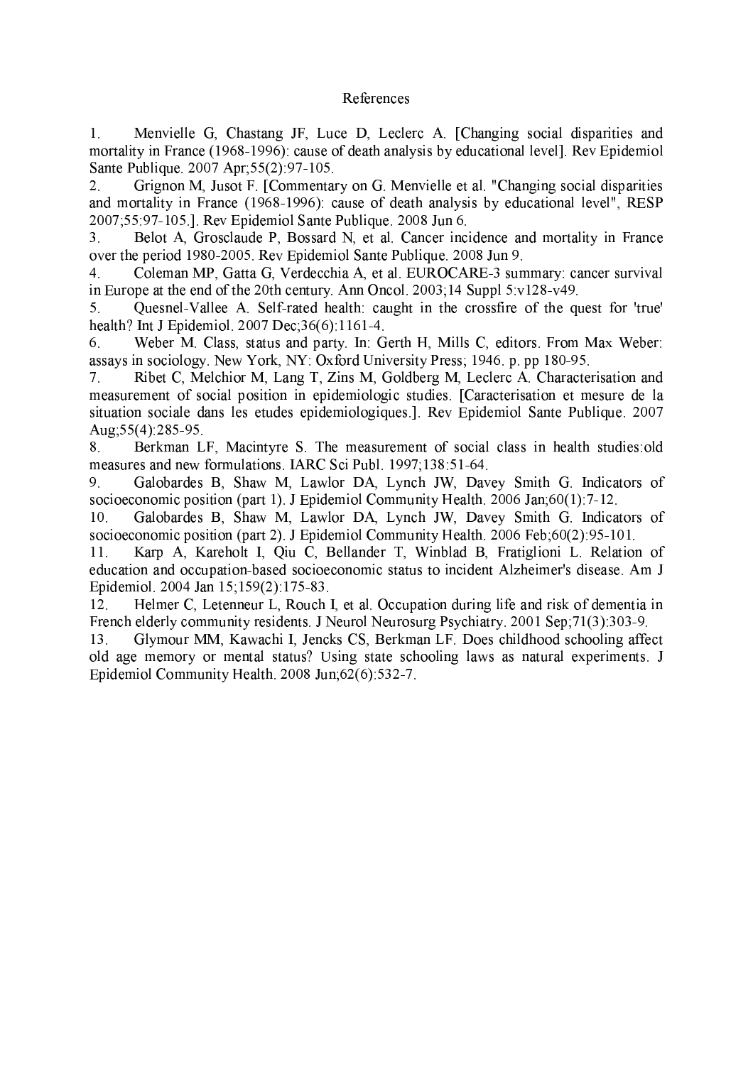# References

1. Menvielle G, Chastang JF, Luce D, Leclerc A. [Changing social disparities and mortality in France (1968-1996): cause of death analysis by educational level]. Rev Epidemiol Sante Publique. 2007 Apr;55(2):97-105.
2. Grignon M, Jusot F. [Commentary on G. Menvielle et al. "Changing social disparities and mortality in France (1968-1996): cause of death analysis by educational level", RESP 2007;55:97-105.]. Rev Epidemiol Sante Publique. 2008 Jun 6.
3. Belot A, Grosclaude P, Bossard N, et al. Cancer incidence and mortality in France over the period 1980-2005. Rev Epidemiol Sante Publique. 2008 Jun 9.
4. Coleman MP, Gatta G, Verdecchia A, et al. EUROCARE-3 summary: cancer survival in Europe at the end of the 20th century. Ann Oncol. 2003;14 Suppl 5:v128-v49.
5. Quesnel-Vallee A. Self-rated health: caught in the crossfire of the quest for 'true' health? Int J Epidemiol. 2007 Dec;36(6):1161-4.
6. Weber M. Class, status and party. In: Gerth H, Mills C, editors. From Max Weber: assays in sociology. New York, NY: Oxford University Press; 1946. p. pp 180-95.
7. Ribet C, Melchior M, Lang T, Zins M, Goldberg M, Leclerc A. Characterisation and measurement of social position in epidemiologic studies. [Caracterisation et mesure de la situation sociale dans les etudes epidemiologiques.]. Rev Epidemiol Sante Publique. 2007 Aug;55(4):285-95.
8. Berkman LF, Macintyre S. The measurement of social class in health studies:old measures and new formulations. IARC Sci Publ. 1997;138:51-64.
9. Galobardes B, Shaw M, Lawlor DA, Lynch JW, Davey Smith G. Indicators of socioeconomic position (part 1). J Epidemiol Community Health. 2006 Jan;60(1):7-12.
10. Galobardes B, Shaw M, Lawlor DA, Lynch JW, Davey Smith G. Indicators of socioeconomic position (part 2). J Epidemiol Community Health. 2006 Feb;60(2):95-101.
11. Karp A, Kareholt I, Qiu C, Bellander T, Winblad B, Fratiglioni L. Relation of education and occupation-based socioeconomic status to incident Alzheimer's disease. Am J Epidemiol. 2004 Jan 15;159(2):175-83.
12. Helmer C, Letenneur L, Rouch I, et al. Occupation during life and risk of dementia in French elderly community residents. J Neurol Neurosurg Psychiatry. 2001 Sep;71(3):303-9.
13. Glymour MM, Kawachi I, Jencks CS, Berkman LF. Does childhood schooling affect old age memory or mental status? Using state schooling laws as natural experiments. J Epidemiol Community Health. 2008 Jun;62(6):532-7.